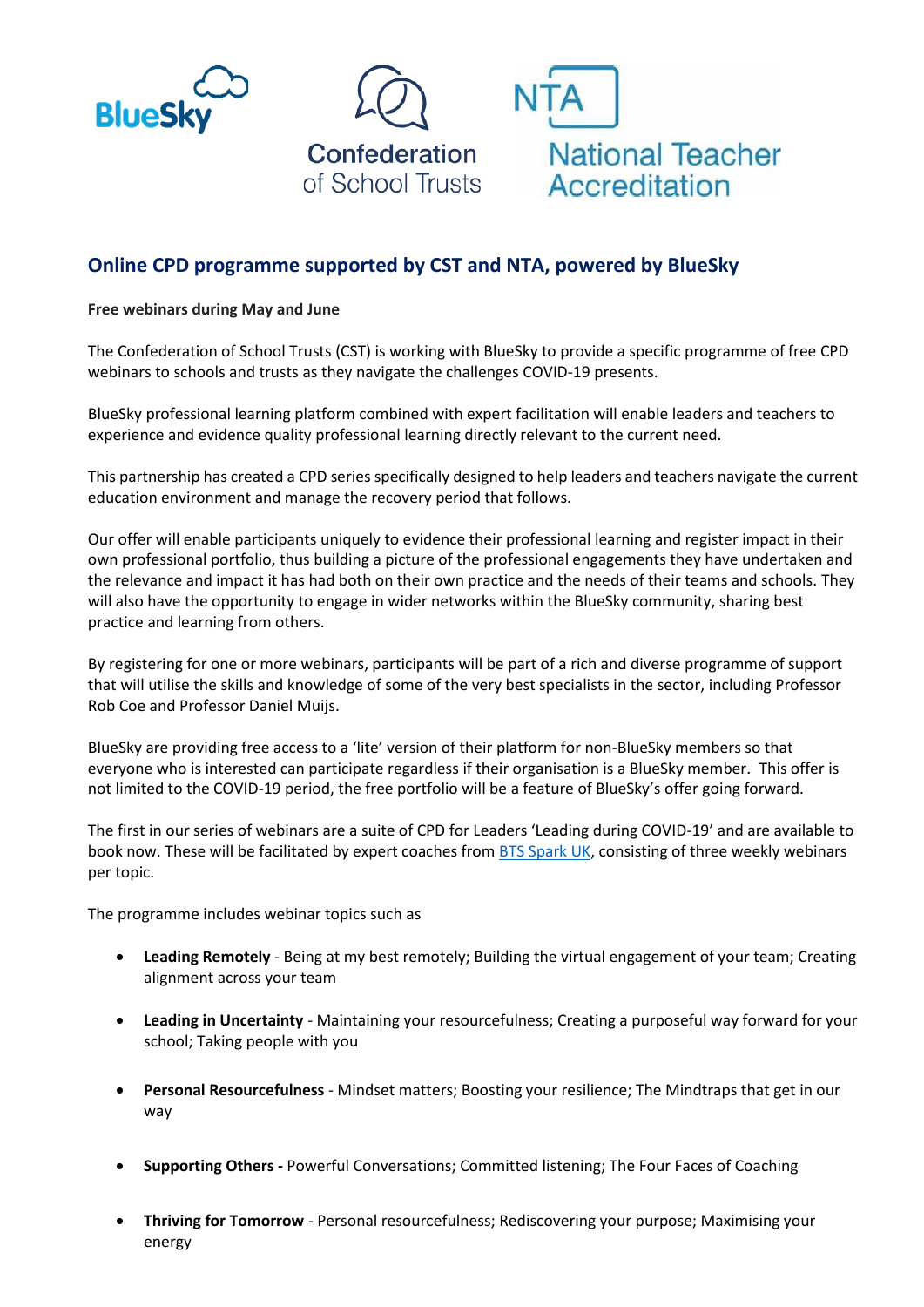BlueSky

Confederation of School Trusts

NTA National Teacher Accreditation

## Online CPD programme supported by CST and NTA, powered by BlueSky

**Free webinars during May and June**

The Confederation of School Trusts (CST) is working with BlueSky to provide a specific programme of free CPD webinars to schools and trusts as they navigate the challenges COVID-19 presents.

BlueSky professional learning platform combined with expert facilitation will enable leaders and teachers to experience and evidence quality professional learning directly relevant to the current need.

This partnership has created a CPD series specifically designed to help leaders and teachers navigate the current education environment and manage the recovery period that follows.

Our offer will enable participants uniquely to evidence their professional learning and register impact in their own professional portfolio, thus building a picture of the professional engagements they have undertaken and the relevance and impact it has had both on their own practice and the needs of their teams and schools. They will also have the opportunity to engage in wider networks within the BlueSky community, sharing best practice and learning from others.

By registering for one or more webinars, participants will be part of a rich and diverse programme of support that will utilise the skills and knowledge of some of the very best specialists in the sector, including Professor Rob Coe and Professor Daniel Muijs.

BlueSky are providing free access to a 'lite' version of their platform for non-BlueSky members so that everyone who is interested can participate regardless if their organisation is a BlueSky member. This offer is not limited to the COVID-19 period, the free portfolio will be a feature of BlueSky's offer going forward.

The first in our series of webinars are a suite of CPD for Leaders 'Leading during COVID-19' and are available to book now. These will be facilitated by expert coaches from BTS Spark UK, consisting of three weekly webinars per topic.

The programme includes webinar topics such as

- **Leading Remotely** - Being at my best remotely; Building the virtual engagement of your team; Creating alignment across your team
- **Leading in Uncertainty** - Maintaining your resourcefulness; Creating a purposeful way forward for your school; Taking people with you
- **Personal Resourcefulness** - Mindset matters; Boosting your resilience; The Mindtraps that get in our way
- **Supporting Others -** Powerful Conversations; Committed listening; The Four Faces of Coaching
- **Thriving for Tomorrow** - Personal resourcefulness; Rediscovering your purpose; Maximising your energy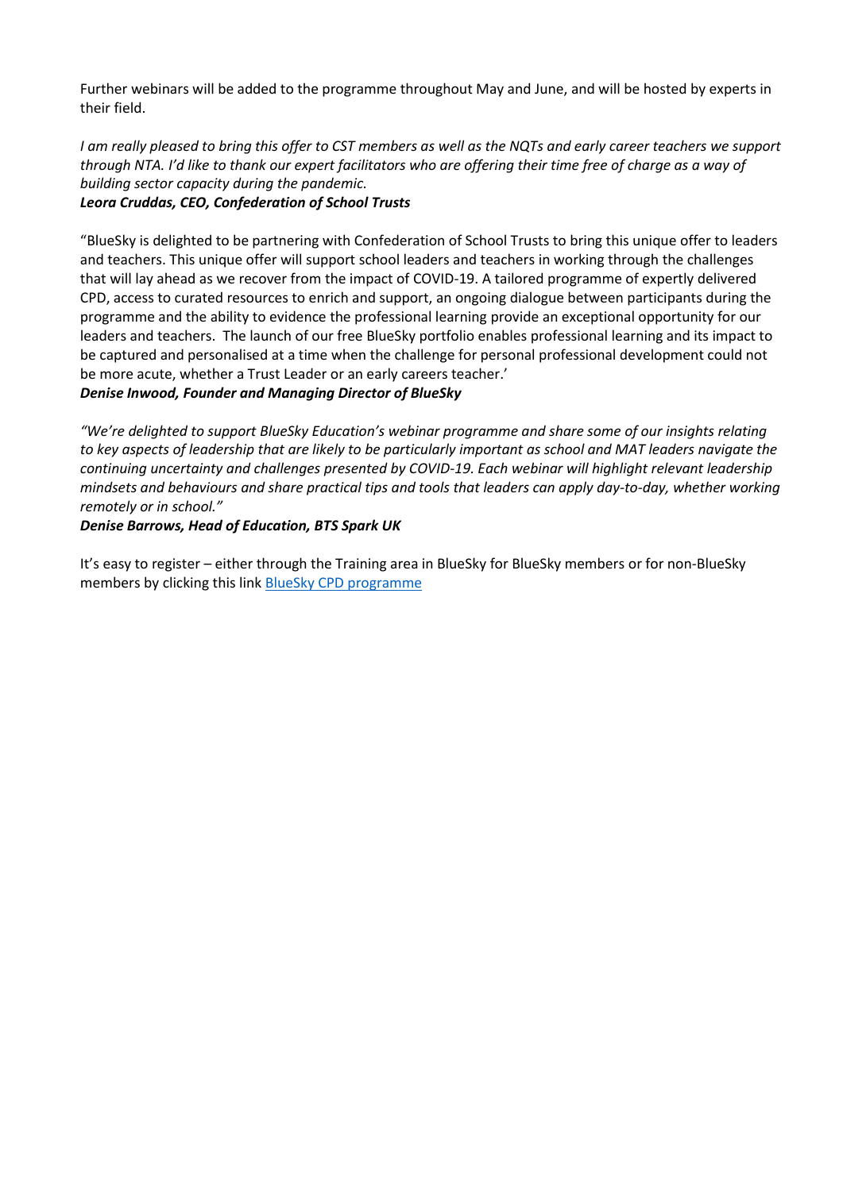Further webinars will be added to the programme throughout May and June, and will be hosted by experts in their field.

*I am really pleased to bring this offer to CST members as well as the NQTs and early career teachers we support through NTA. I'd like to thank our expert facilitators who are offering their time free of charge as a way of building sector capacity during the pandemic.*
***Leora Cruddas, CEO, Confederation of School Trusts***

"BlueSky is delighted to be partnering with Confederation of School Trusts to bring this unique offer to leaders and teachers. This unique offer will support school leaders and teachers in working through the challenges that will lay ahead as we recover from the impact of COVID-19. A tailored programme of expertly delivered CPD, access to curated resources to enrich and support, an ongoing dialogue between participants during the programme and the ability to evidence the professional learning provide an exceptional opportunity for our leaders and teachers. The launch of our free BlueSky portfolio enables professional learning and its impact to be captured and personalised at a time when the challenge for personal professional development could not be more acute, whether a Trust Leader or an early careers teacher.'
***Denise Inwood, Founder and Managing Director of BlueSky***

*"We're delighted to support BlueSky Education's webinar programme and share some of our insights relating to key aspects of leadership that are likely to be particularly important as school and MAT leaders navigate the continuing uncertainty and challenges presented by COVID-19. Each webinar will highlight relevant leadership mindsets and behaviours and share practical tips and tools that leaders can apply day-to-day, whether working remotely or in school."*
***Denise Barrows, Head of Education, BTS Spark UK***

It's easy to register – either through the Training area in BlueSky for BlueSky members or for non-BlueSky members by clicking this link [BlueSky CPD programme]